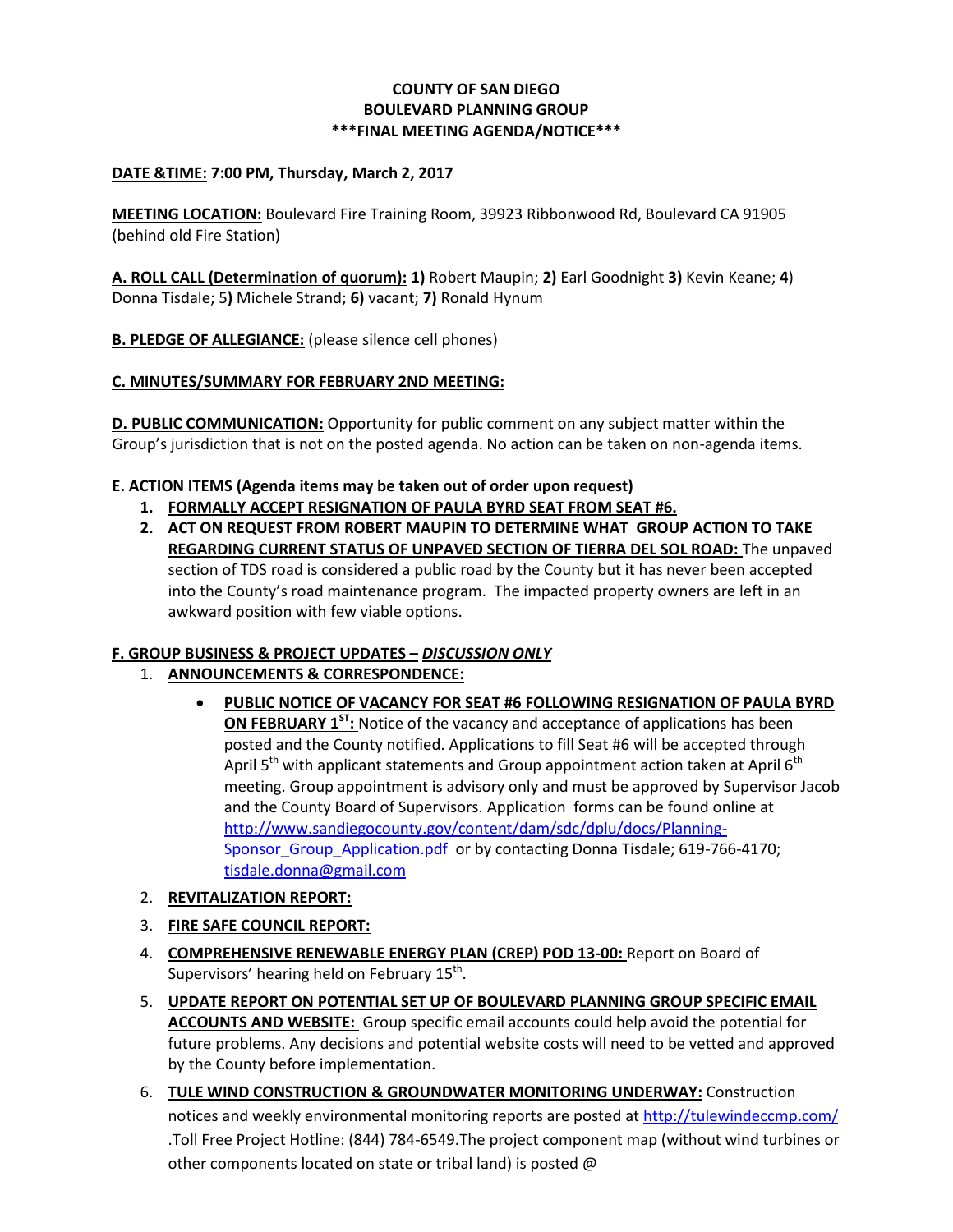**COUNTY OF SAN DIEGO**
**BOULEVARD PLANNING GROUP**
**\*\*\*FINAL MEETING AGENDA/NOTICE\*\*\***

**DATE &TIME: 7:00 PM, Thursday, March 2, 2017**

**MEETING LOCATION:** Boulevard Fire Training Room, 39923 Ribbonwood Rd, Boulevard CA 91905 (behind old Fire Station)

**A. ROLL CALL (Determination of quorum): 1)** Robert Maupin; **2)** Earl Goodnight **3)** Kevin Keane; **4)** Donna Tisdale; 5**)** Michele Strand; **6)** vacant; **7)** Ronald Hynum

**B. PLEDGE OF ALLEGIANCE:** (please silence cell phones)

**C. MINUTES/SUMMARY FOR FEBRUARY 2ND MEETING:**

**D. PUBLIC COMMUNICATION:** Opportunity for public comment on any subject matter within the Group's jurisdiction that is not on the posted agenda. No action can be taken on non-agenda items.

**E. ACTION ITEMS (Agenda items may be taken out of order upon request)**

1. **FORMALLY ACCEPT RESIGNATION OF PAULA BYRD SEAT FROM SEAT #6.**
2. **ACT ON REQUEST FROM ROBERT MAUPIN TO DETERMINE WHAT GROUP ACTION TO TAKE REGARDING CURRENT STATUS OF UNPAVED SECTION OF TIERRA DEL SOL ROAD:** The unpaved section of TDS road is considered a public road by the County but it has never been accepted into the County's road maintenance program. The impacted property owners are left in an awkward position with few viable options.

**F. GROUP BUSINESS & PROJECT UPDATES – *DISCUSSION ONLY***

1. **ANNOUNCEMENTS & CORRESPONDENCE:**
   - **PUBLIC NOTICE OF VACANCY FOR SEAT #6 FOLLOWING RESIGNATION OF PAULA BYRD ON FEBRUARY 1ST:** Notice of the vacancy and acceptance of applications has been posted and the County notified. Applications to fill Seat #6 will be accepted through April 5th with applicant statements and Group appointment action taken at April 6th meeting. Group appointment is advisory only and must be approved by Supervisor Jacob and the County Board of Supervisors. Application forms can be found online at http://www.sandiegocounty.gov/content/dam/sdc/dplu/docs/Planning-Sponsor_Group_Application.pdf or by contacting Donna Tisdale; 619-766-4170; tisdale.donna@gmail.com
2. **REVITALIZATION REPORT:**
3. **FIRE SAFE COUNCIL REPORT:**
4. **COMPREHENSIVE RENEWABLE ENERGY PLAN (CREP) POD 13-00:** Report on Board of Supervisors' hearing held on February 15th.
5. **UPDATE REPORT ON POTENTIAL SET UP OF BOULEVARD PLANNING GROUP SPECIFIC EMAIL ACCOUNTS AND WEBSITE:** Group specific email accounts could help avoid the potential for future problems. Any decisions and potential website costs will need to be vetted and approved by the County before implementation.
6. **TULE WIND CONSTRUCTION & GROUNDWATER MONITORING UNDERWAY:** Construction notices and weekly environmental monitoring reports are posted at http://tulewindeccmp.com/ .Toll Free Project Hotline: (844) 784-6549.The project component map (without wind turbines or other components located on state or tribal land) is posted @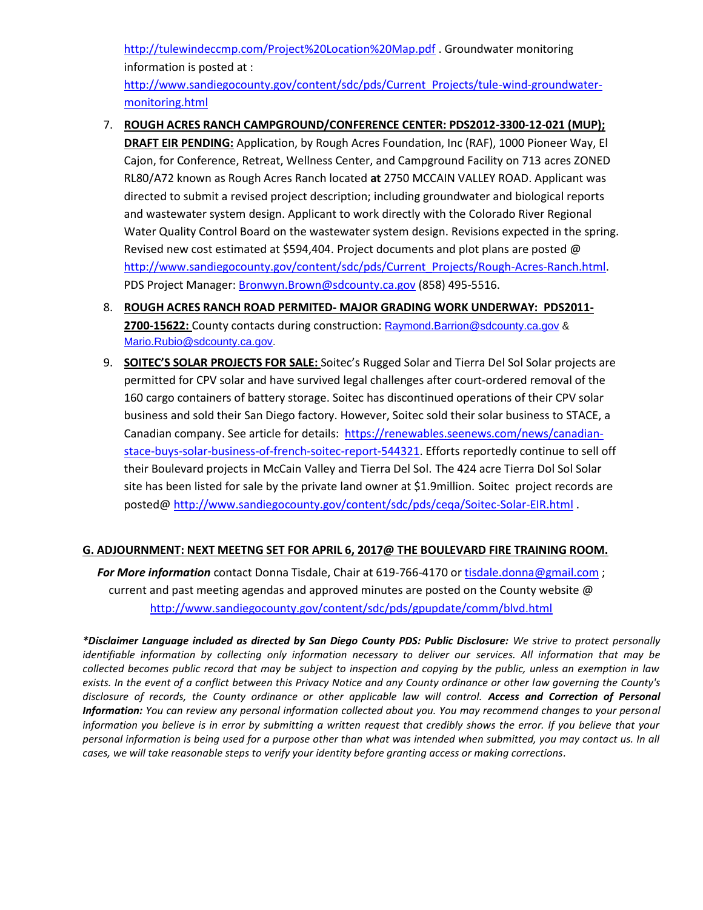http://tulewindeccmp.com/Project%20Location%20Map.pdf . Groundwater monitoring information is posted at : http://www.sandiegocounty.gov/content/sdc/pds/Current_Projects/tule-wind-groundwater-monitoring.html

7. **ROUGH ACRES RANCH CAMPGROUND/CONFERENCE CENTER: PDS2012-3300-12-021 (MUP); DRAFT EIR PENDING:** Application, by Rough Acres Foundation, Inc (RAF), 1000 Pioneer Way, El Cajon, for Conference, Retreat, Wellness Center, and Campground Facility on 713 acres ZONED RL80/A72 known as Rough Acres Ranch located **at** 2750 MCCAIN VALLEY ROAD. Applicant was directed to submit a revised project description; including groundwater and biological reports and wastewater system design. Applicant to work directly with the Colorado River Regional Water Quality Control Board on the wastewater system design. Revisions expected in the spring. Revised new cost estimated at $594,404. Project documents and plot plans are posted @ http://www.sandiegocounty.gov/content/sdc/pds/Current_Projects/Rough-Acres-Ranch.html. PDS Project Manager: Bronwyn.Brown@sdcounty.ca.gov (858) 495-5516.

8. **ROUGH ACRES RANCH ROAD PERMITED- MAJOR GRADING WORK UNDERWAY: PDS2011-2700-15622:** County contacts during construction: Raymond.Barrion@sdcounty.ca.gov & Mario.Rubio@sdcounty.ca.gov.

9. **SOITEC'S SOLAR PROJECTS FOR SALE:** Soitec's Rugged Solar and Tierra Del Sol Solar projects are permitted for CPV solar and have survived legal challenges after court-ordered removal of the 160 cargo containers of battery storage. Soitec has discontinued operations of their CPV solar business and sold their San Diego factory. However, Soitec sold their solar business to STACE, a Canadian company. See article for details: https://renewables.seenews.com/news/canadian-stace-buys-solar-business-of-french-soitec-report-544321. Efforts reportedly continue to sell off their Boulevard projects in McCain Valley and Tierra Del Sol. The 424 acre Tierra Dol Sol Solar site has been listed for sale by the private land owner at $1.9million. Soitec project records are posted@ http://www.sandiegocounty.gov/content/sdc/pds/ceqa/Soitec-Solar-EIR.html .

**G. ADJOURNMENT: NEXT MEETNG SET FOR APRIL 6, 2017@ THE BOULEVARD FIRE TRAINING ROOM.**

***For More information*** contact Donna Tisdale, Chair at 619-766-4170 or tisdale.donna@gmail.com ; current and past meeting agendas and approved minutes are posted on the County website @ http://www.sandiegocounty.gov/content/sdc/pds/gpupdate/comm/blvd.html

***\*Disclaimer Language included as directed by San Diego County PDS: Public Disclosure:*** *We strive to protect personally identifiable information by collecting only information necessary to deliver our services. All information that may be collected becomes public record that may be subject to inspection and copying by the public, unless an exemption in law exists. In the event of a conflict between this Privacy Notice and any County ordinance or other law governing the County's disclosure of records, the County ordinance or other applicable law will control.* ***Access and Correction of Personal Information:*** *You can review any personal information collected about you. You may recommend changes to your personal information you believe is in error by submitting a written request that credibly shows the error. If you believe that your personal information is being used for a purpose other than what was intended when submitted, you may contact us. In all cases, we will take reasonable steps to verify your identity before granting access or making corrections.*